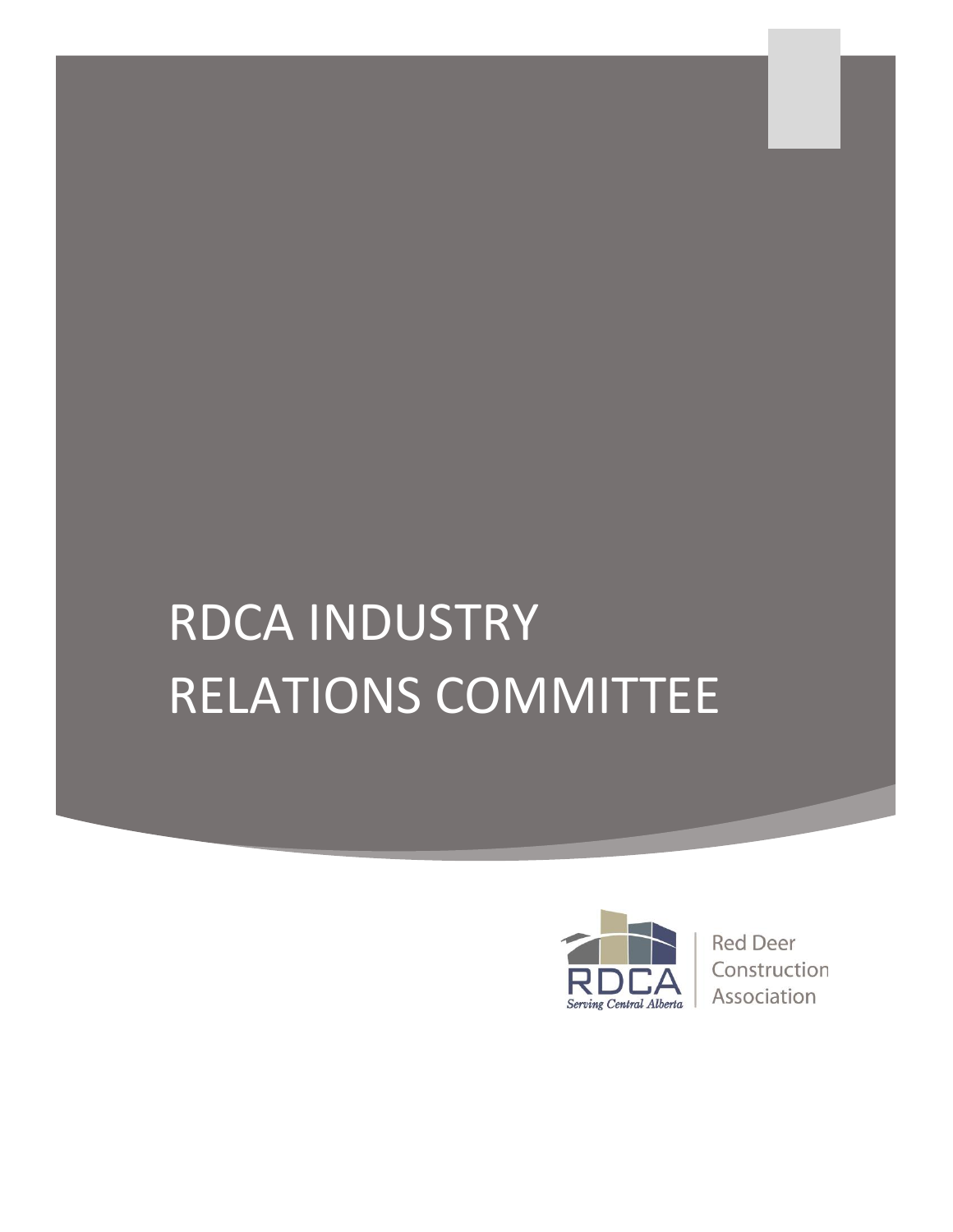# RDCA INDUSTRY RELATIONS COMMITTEE

RDCA
Serving Central Alberta

Red Deer Construction Association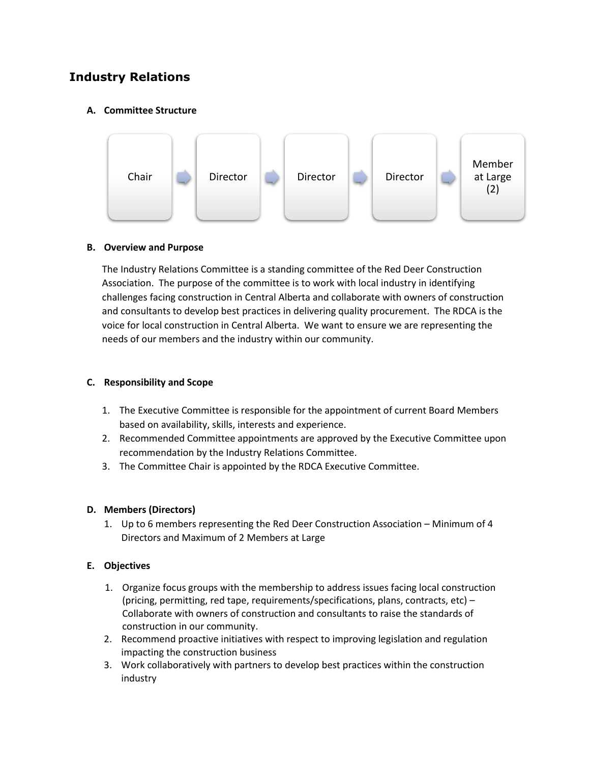# Industry Relations

## A. Committee Structure

Chair → Director → Director → Director → Member at Large (2)

## B. Overview and Purpose

The Industry Relations Committee is a standing committee of the Red Deer Construction Association. The purpose of the committee is to work with local industry in identifying challenges facing construction in Central Alberta and collaborate with owners of construction and consultants to develop best practices in delivering quality procurement. The RDCA is the voice for local construction in Central Alberta. We want to ensure we are representing the needs of our members and the industry within our community.

## C. Responsibility and Scope

1. The Executive Committee is responsible for the appointment of current Board Members based on availability, skills, interests and experience.
2. Recommended Committee appointments are approved by the Executive Committee upon recommendation by the Industry Relations Committee.
3. The Committee Chair is appointed by the RDCA Executive Committee.

## D. Members (Directors)

1. Up to 6 members representing the Red Deer Construction Association – Minimum of 4 Directors and Maximum of 2 Members at Large

## E. Objectives

1. Organize focus groups with the membership to address issues facing local construction (pricing, permitting, red tape, requirements/specifications, plans, contracts, etc) – Collaborate with owners of construction and consultants to raise the standards of construction in our community.
2. Recommend proactive initiatives with respect to improving legislation and regulation impacting the construction business
3. Work collaboratively with partners to develop best practices within the construction industry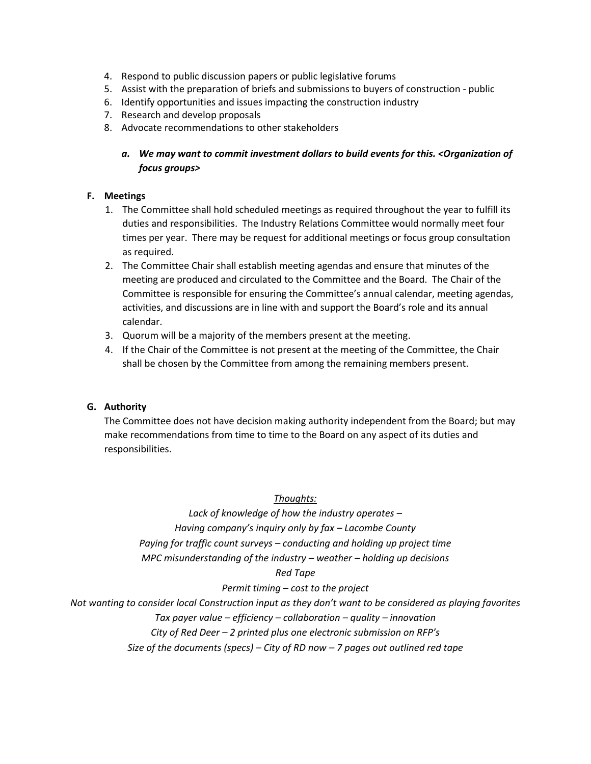4. Respond to public discussion papers or public legislative forums
5. Assist with the preparation of briefs and submissions to buyers of construction - public
6. Identify opportunities and issues impacting the construction industry
7. Research and develop proposals
8. Advocate recommendations to other stakeholders

    a. ***We may want to commit investment dollars to build events for this. <Organization of focus groups>***

**F. Meetings**

1. The Committee shall hold scheduled meetings as required throughout the year to fulfill its duties and responsibilities. The Industry Relations Committee would normally meet four times per year. There may be request for additional meetings or focus group consultation as required.
2. The Committee Chair shall establish meeting agendas and ensure that minutes of the meeting are produced and circulated to the Committee and the Board. The Chair of the Committee is responsible for ensuring the Committee's annual calendar, meeting agendas, activities, and discussions are in line with and support the Board's role and its annual calendar.
3. Quorum will be a majority of the members present at the meeting.
4. If the Chair of the Committee is not present at the meeting of the Committee, the Chair shall be chosen by the Committee from among the remaining members present.

**G. Authority**

The Committee does not have decision making authority independent from the Board; but may make recommendations from time to time to the Board on any aspect of its duties and responsibilities.

*Thoughts:*

*Lack of knowledge of how the industry operates –*
*Having company's inquiry only by fax – Lacombe County*
*Paying for traffic count surveys – conducting and holding up project time*
*MPC misunderstanding of the industry – weather – holding up decisions*
*Red Tape*
*Permit timing – cost to the project*
*Not wanting to consider local Construction input as they don't want to be considered as playing favorites*
*Tax payer value – efficiency – collaboration – quality – innovation*
*City of Red Deer – 2 printed plus one electronic submission on RFP's*
*Size of the documents (specs) – City of RD now – 7 pages out outlined red tape*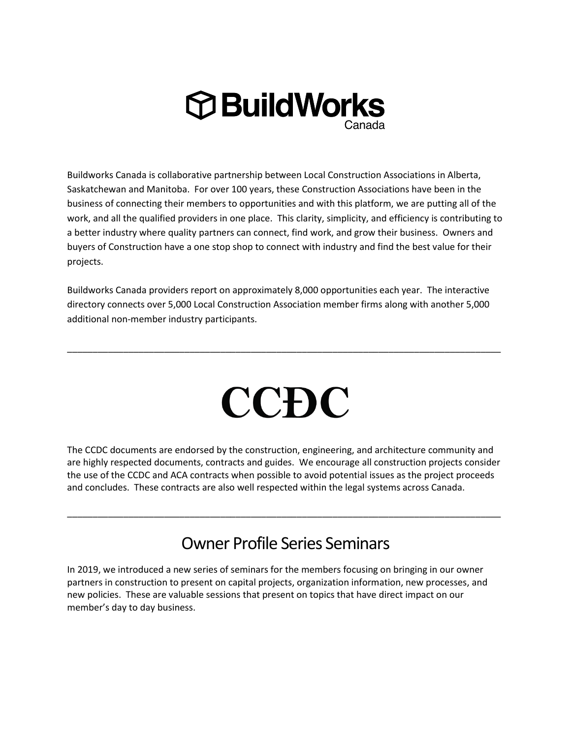# BuildWorks Canada

Buildworks Canada is collaborative partnership between Local Construction Associations in Alberta, Saskatchewan and Manitoba. For over 100 years, these Construction Associations have been in the business of connecting their members to opportunities and with this platform, we are putting all of the work, and all the qualified providers in one place. This clarity, simplicity, and efficiency is contributing to a better industry where quality partners can connect, find work, and grow their business. Owners and buyers of Construction have a one stop shop to connect with industry and find the best value for their projects.

Buildworks Canada providers report on approximately 8,000 opportunities each year. The interactive directory connects over 5,000 Local Construction Association member firms along with another 5,000 additional non-member industry participants.

---

# CCĐC

The CCDC documents are endorsed by the construction, engineering, and architecture community and are highly respected documents, contracts and guides. We encourage all construction projects consider the use of the CCDC and ACA contracts when possible to avoid potential issues as the project proceeds and concludes. These contracts are also well respected within the legal systems across Canada.

---

## Owner Profile Series Seminars

In 2019, we introduced a new series of seminars for the members focusing on bringing in our owner partners in construction to present on capital projects, organization information, new processes, and new policies. These are valuable sessions that present on topics that have direct impact on our member's day to day business.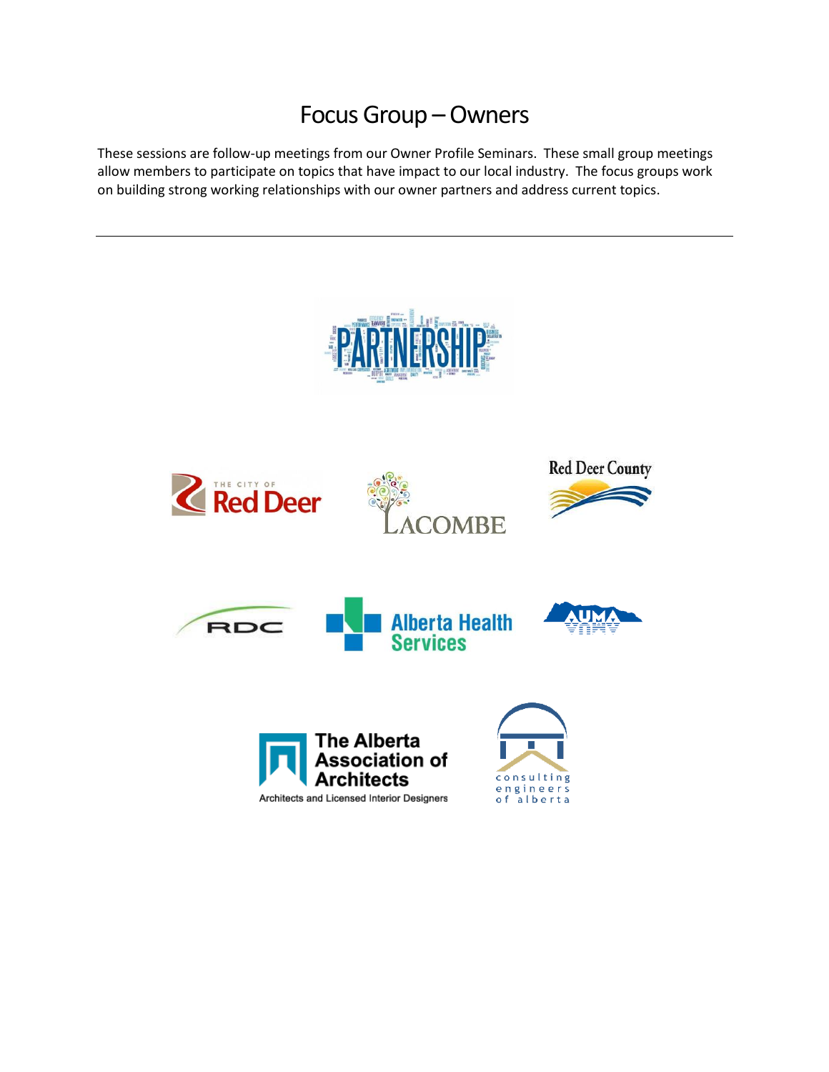# Focus Group – Owners

These sessions are follow-up meetings from our Owner Profile Seminars. These small group meetings allow members to participate on topics that have impact to our local industry. The focus groups work on building strong working relationships with our owner partners and address current topics.

---